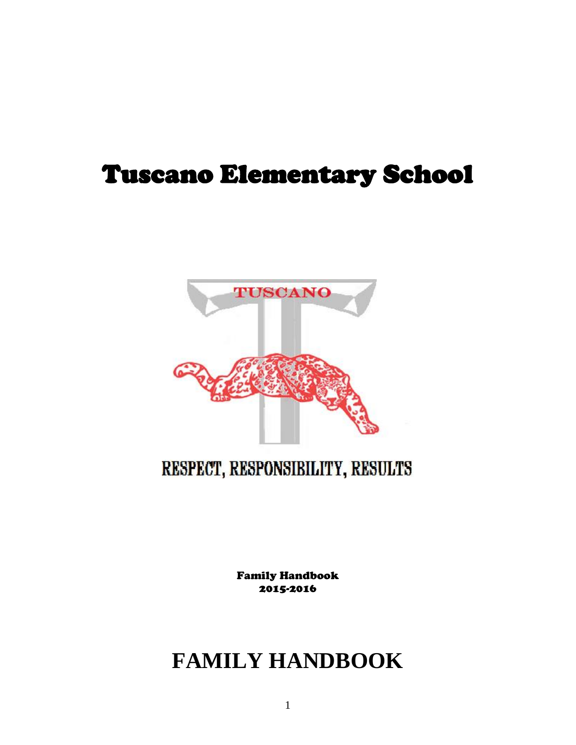# Tuscano Elementary School

RESPECT, RESPONSIBILITY, RESULTS

Family Handbook
2015-2016

# FAMILY HANDBOOK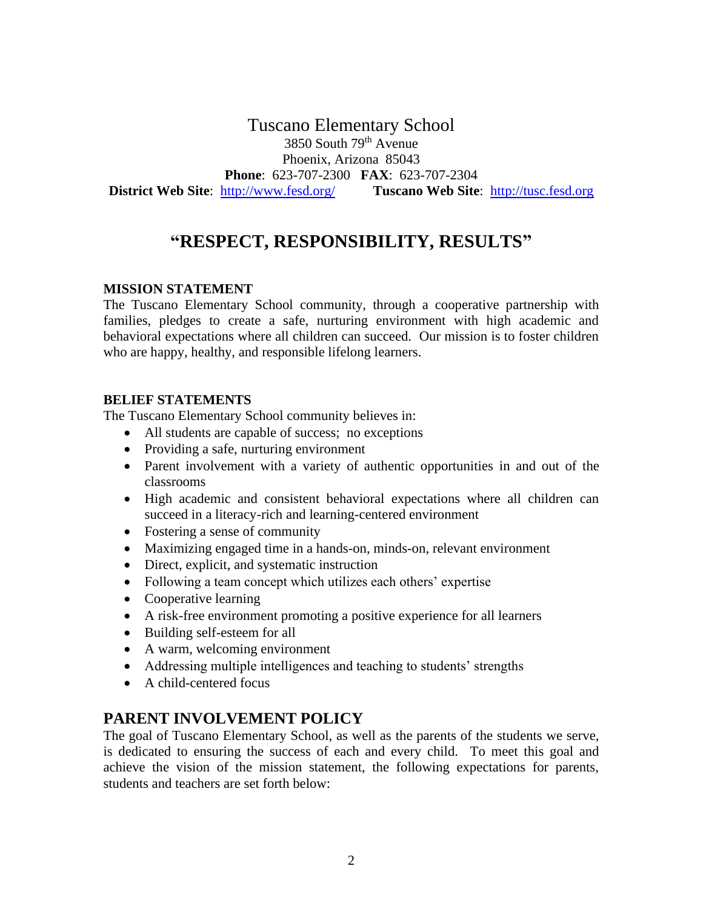# Tuscano Elementary School

3850 South 79th Avenue
Phoenix, Arizona 85043
**Phone**: 623-707-2300 **FAX**: 623-707-2304
**District Web Site**: http://www.fesd.org/ **Tuscano Web Site**: http://tusc.fesd.org

## "RESPECT, RESPONSIBILITY, RESULTS"

### MISSION STATEMENT

The Tuscano Elementary School community, through a cooperative partnership with families, pledges to create a safe, nurturing environment with high academic and behavioral expectations where all children can succeed. Our mission is to foster children who are happy, healthy, and responsible lifelong learners.

### BELIEF STATEMENTS

The Tuscano Elementary School community believes in:

- All students are capable of success; no exceptions
- Providing a safe, nurturing environment
- Parent involvement with a variety of authentic opportunities in and out of the classrooms
- High academic and consistent behavioral expectations where all children can succeed in a literacy-rich and learning-centered environment
- Fostering a sense of community
- Maximizing engaged time in a hands-on, minds-on, relevant environment
- Direct, explicit, and systematic instruction
- Following a team concept which utilizes each others' expertise
- Cooperative learning
- A risk-free environment promoting a positive experience for all learners
- Building self-esteem for all
- A warm, welcoming environment
- Addressing multiple intelligences and teaching to students' strengths
- A child-centered focus

## PARENT INVOLVEMENT POLICY

The goal of Tuscano Elementary School, as well as the parents of the students we serve, is dedicated to ensuring the success of each and every child. To meet this goal and achieve the vision of the mission statement, the following expectations for parents, students and teachers are set forth below: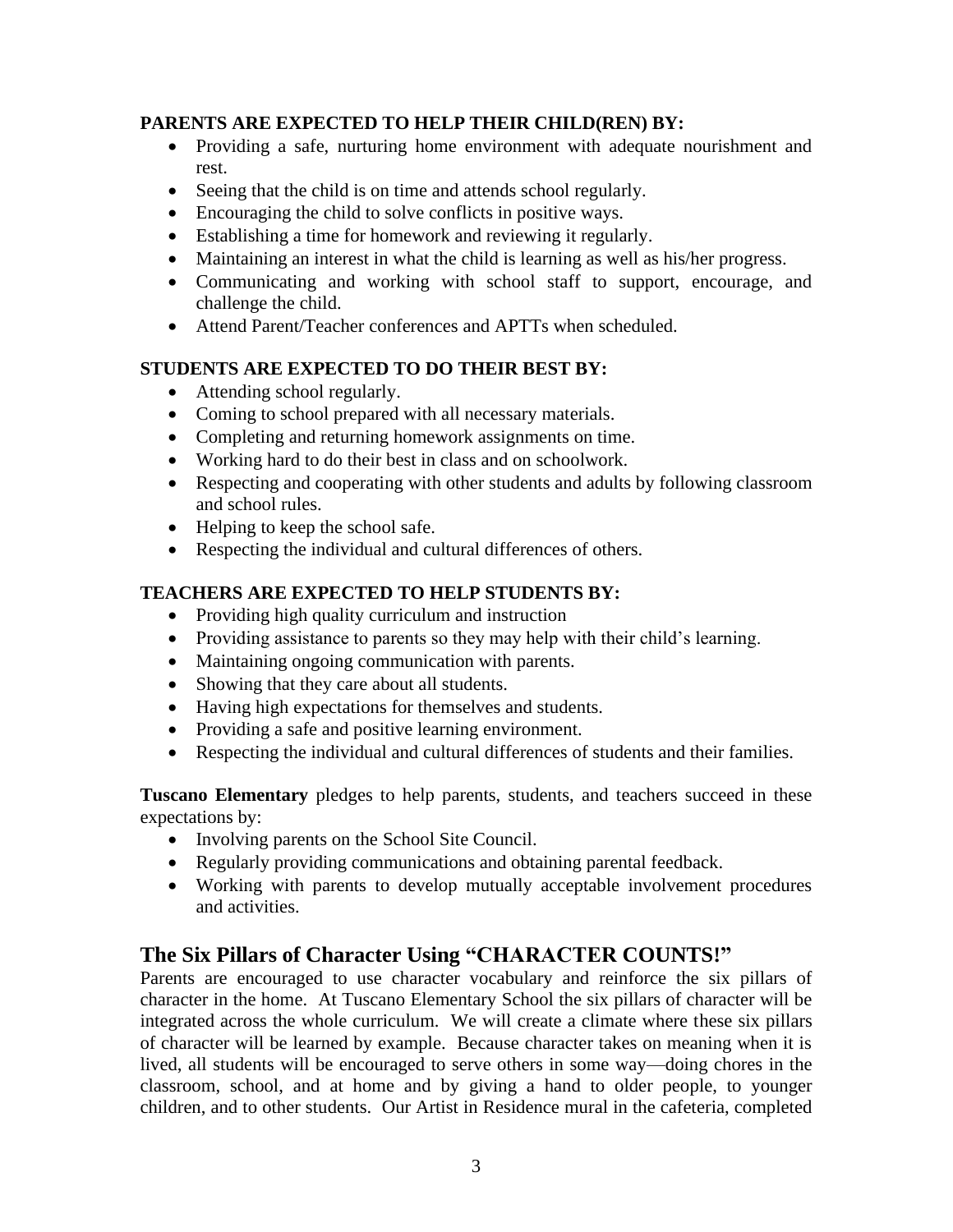**PARENTS ARE EXPECTED TO HELP THEIR CHILD(REN) BY:**

- Providing a safe, nurturing home environment with adequate nourishment and rest.
- Seeing that the child is on time and attends school regularly.
- Encouraging the child to solve conflicts in positive ways.
- Establishing a time for homework and reviewing it regularly.
- Maintaining an interest in what the child is learning as well as his/her progress.
- Communicating and working with school staff to support, encourage, and challenge the child.
- Attend Parent/Teacher conferences and APTTs when scheduled.

**STUDENTS ARE EXPECTED TO DO THEIR BEST BY:**

- Attending school regularly.
- Coming to school prepared with all necessary materials.
- Completing and returning homework assignments on time.
- Working hard to do their best in class and on schoolwork.
- Respecting and cooperating with other students and adults by following classroom and school rules.
- Helping to keep the school safe.
- Respecting the individual and cultural differences of others.

**TEACHERS ARE EXPECTED TO HELP STUDENTS BY:**

- Providing high quality curriculum and instruction
- Providing assistance to parents so they may help with their child's learning.
- Maintaining ongoing communication with parents.
- Showing that they care about all students.
- Having high expectations for themselves and students.
- Providing a safe and positive learning environment.
- Respecting the individual and cultural differences of students and their families.

**Tuscano Elementary** pledges to help parents, students, and teachers succeed in these expectations by:

- Involving parents on the School Site Council.
- Regularly providing communications and obtaining parental feedback.
- Working with parents to develop mutually acceptable involvement procedures and activities.

## The Six Pillars of Character Using "CHARACTER COUNTS!"

Parents are encouraged to use character vocabulary and reinforce the six pillars of character in the home. At Tuscano Elementary School the six pillars of character will be integrated across the whole curriculum. We will create a climate where these six pillars of character will be learned by example. Because character takes on meaning when it is lived, all students will be encouraged to serve others in some way—doing chores in the classroom, school, and at home and by giving a hand to older people, to younger children, and to other students. Our Artist in Residence mural in the cafeteria, completed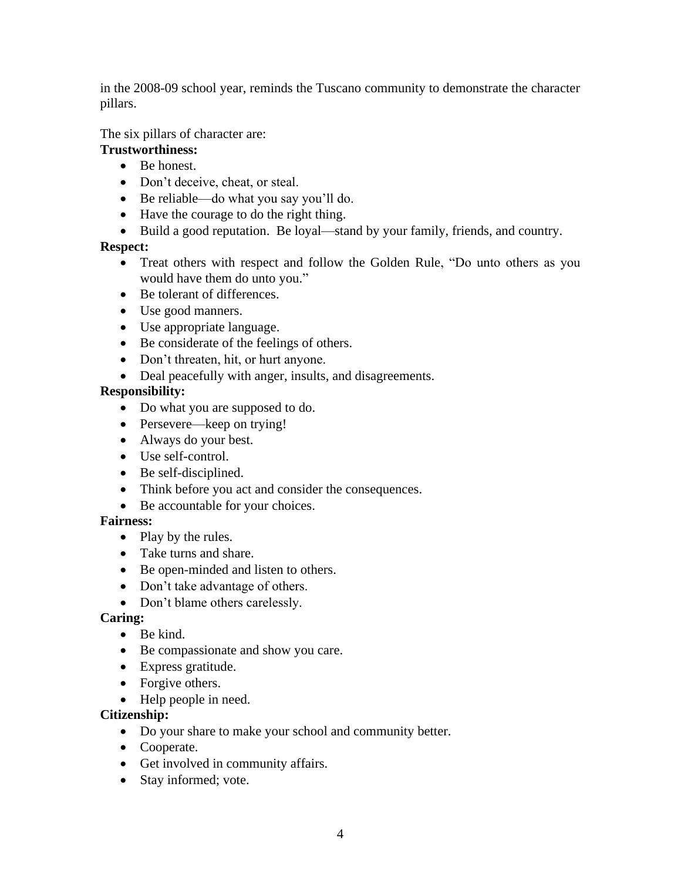in the 2008-09 school year, reminds the Tuscano community to demonstrate the character pillars.

The six pillars of character are:

**Trustworthiness:**

- Be honest.
- Don't deceive, cheat, or steal.
- Be reliable—do what you say you'll do.
- Have the courage to do the right thing.
- Build a good reputation. Be loyal—stand by your family, friends, and country.

**Respect:**

- Treat others with respect and follow the Golden Rule, "Do unto others as you would have them do unto you."
- Be tolerant of differences.
- Use good manners.
- Use appropriate language.
- Be considerate of the feelings of others.
- Don't threaten, hit, or hurt anyone.
- Deal peacefully with anger, insults, and disagreements.

**Responsibility:**

- Do what you are supposed to do.
- Persevere—keep on trying!
- Always do your best.
- Use self-control.
- Be self-disciplined.
- Think before you act and consider the consequences.
- Be accountable for your choices.

**Fairness:**

- Play by the rules.
- Take turns and share.
- Be open-minded and listen to others.
- Don't take advantage of others.
- Don't blame others carelessly.

**Caring:**

- Be kind.
- Be compassionate and show you care.
- Express gratitude.
- Forgive others.
- Help people in need.

**Citizenship:**

- Do your share to make your school and community better.
- Cooperate.
- Get involved in community affairs.
- Stay informed; vote.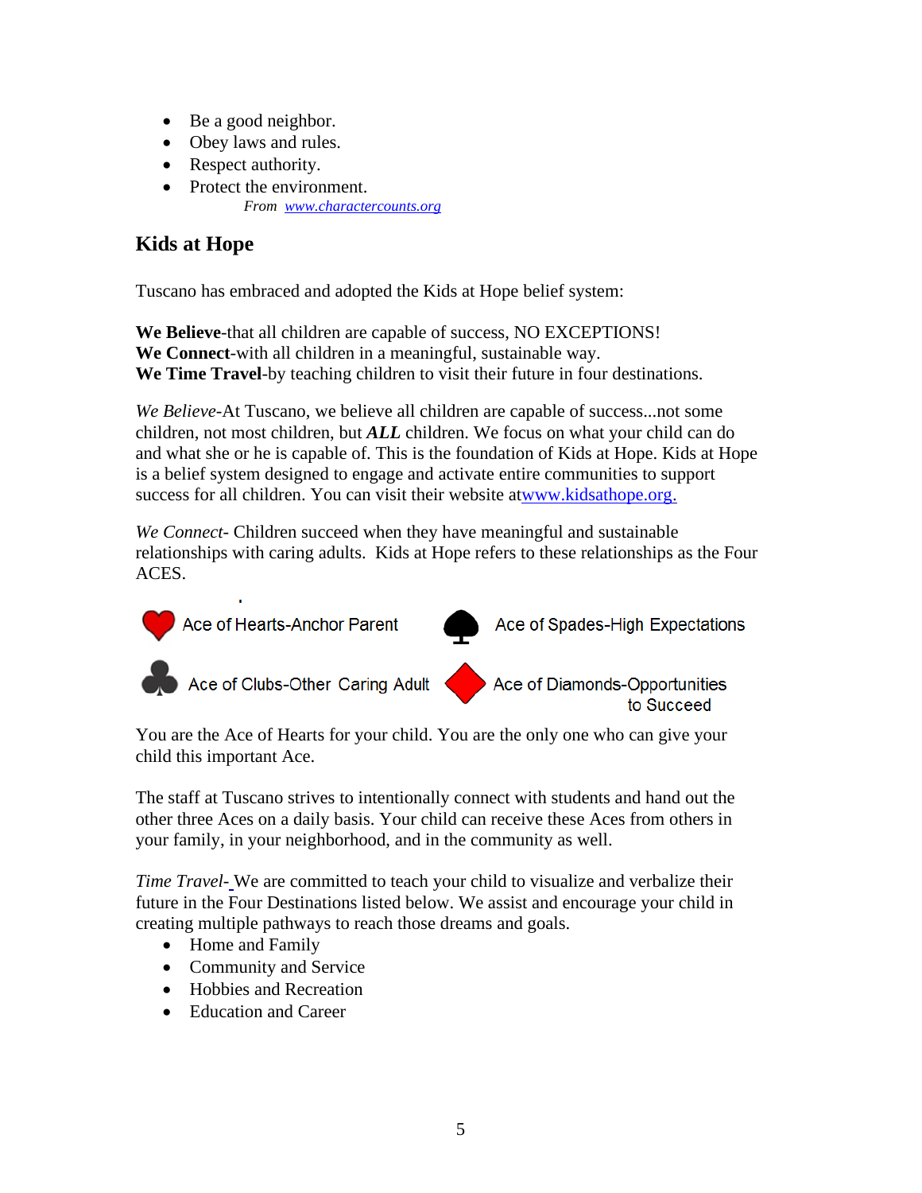- Be a good neighbor.
- Obey laws and rules.
- Respect authority.
- Protect the environment.

*From [www.charactercounts.org](http://www.charactercounts.org)*

## Kids at Hope

Tuscano has embraced and adopted the Kids at Hope belief system:

**We Believe**-that all children are capable of success, NO EXCEPTIONS!
**We Connect**-with all children in a meaningful, sustainable way.
**We Time Travel**-by teaching children to visit their future in four destinations.

*We Believe*-At Tuscano, we believe all children are capable of success...not some children, not most children, but ***ALL*** children. We focus on what your child can do and what she or he is capable of. This is the foundation of Kids at Hope. Kids at Hope is a belief system designed to engage and activate entire communities to support success for all children. You can visit their website at[www.kidsathope.org.](http://www.kidsathope.org)

*We Connect*- Children succeed when they have meaningful and sustainable relationships with caring adults. Kids at Hope refers to these relationships as the Four ACES.

Ace of Hearts-Anchor Parent

Ace of Spades-High Expectations

Ace of Clubs-Other Caring Adult

Ace of Diamonds-Opportunities to Succeed

You are the Ace of Hearts for your child. You are the only one who can give your child this important Ace.

The staff at Tuscano strives to intentionally connect with students and hand out the other three Aces on a daily basis. Your child can receive these Aces from others in your family, in your neighborhood, and in the community as well.

*Time Travel*- We are committed to teach your child to visualize and verbalize their future in the Four Destinations listed below. We assist and encourage your child in creating multiple pathways to reach those dreams and goals.

- Home and Family
- Community and Service
- Hobbies and Recreation
- Education and Career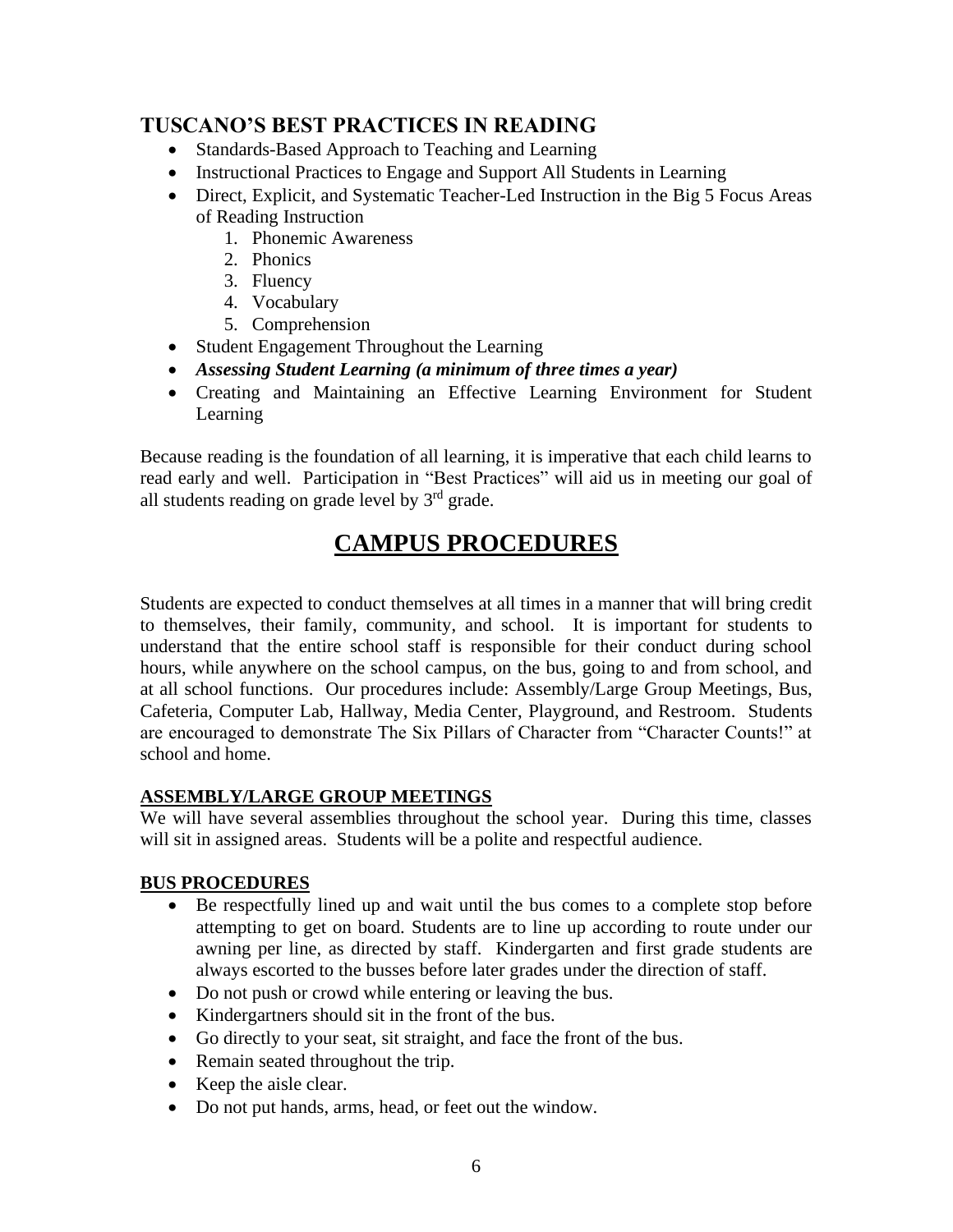## TUSCANO'S BEST PRACTICES IN READING

- Standards-Based Approach to Teaching and Learning
- Instructional Practices to Engage and Support All Students in Learning
- Direct, Explicit, and Systematic Teacher-Led Instruction in the Big 5 Focus Areas of Reading Instruction
    1. Phonemic Awareness
    2. Phonics
    3. Fluency
    4. Vocabulary
    5. Comprehension
- Student Engagement Throughout the Learning
- ***Assessing Student Learning (a minimum of three times a year)***
- Creating and Maintaining an Effective Learning Environment for Student Learning

Because reading is the foundation of all learning, it is imperative that each child learns to read early and well. Participation in "Best Practices" will aid us in meeting our goal of all students reading on grade level by 3rd grade.

# CAMPUS PROCEDURES

Students are expected to conduct themselves at all times in a manner that will bring credit to themselves, their family, community, and school. It is important for students to understand that the entire school staff is responsible for their conduct during school hours, while anywhere on the school campus, on the bus, going to and from school, and at all school functions. Our procedures include: Assembly/Large Group Meetings, Bus, Cafeteria, Computer Lab, Hallway, Media Center, Playground, and Restroom. Students are encouraged to demonstrate The Six Pillars of Character from "Character Counts!" at school and home.

### ASSEMBLY/LARGE GROUP MEETINGS

We will have several assemblies throughout the school year. During this time, classes will sit in assigned areas. Students will be a polite and respectful audience.

### BUS PROCEDURES

- Be respectfully lined up and wait until the bus comes to a complete stop before attempting to get on board. Students are to line up according to route under our awning per line, as directed by staff. Kindergarten and first grade students are always escorted to the busses before later grades under the direction of staff.
- Do not push or crowd while entering or leaving the bus.
- Kindergartners should sit in the front of the bus.
- Go directly to your seat, sit straight, and face the front of the bus.
- Remain seated throughout the trip.
- Keep the aisle clear.
- Do not put hands, arms, head, or feet out the window.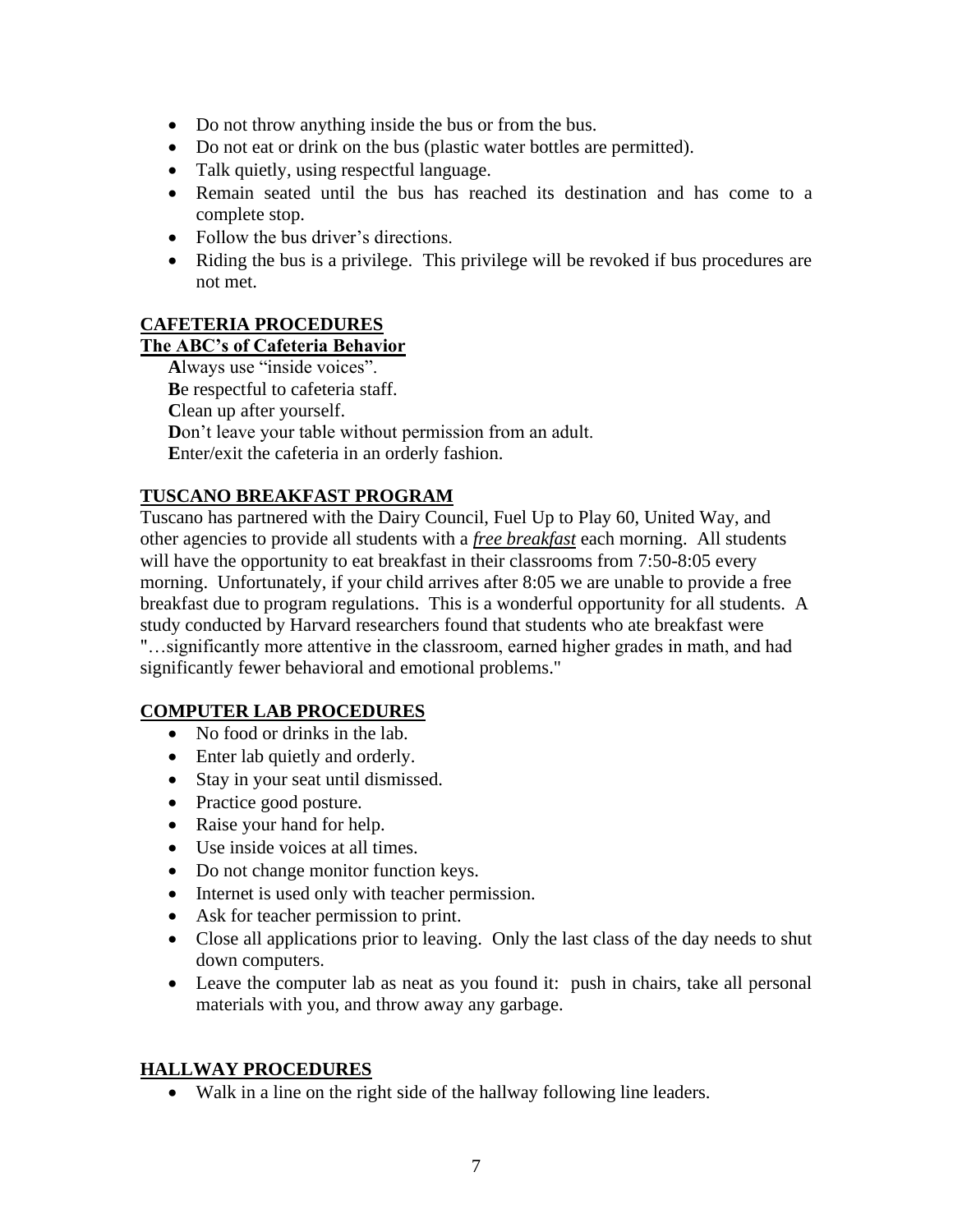- Do not throw anything inside the bus or from the bus.
- Do not eat or drink on the bus (plastic water bottles are permitted).
- Talk quietly, using respectful language.
- Remain seated until the bus has reached its destination and has come to a complete stop.
- Follow the bus driver's directions.
- Riding the bus is a privilege. This privilege will be revoked if bus procedures are not met.

## CAFETERIA PROCEDURES

### The ABC's of Cafeteria Behavior

**A**lways use "inside voices".
**B**e respectful to cafeteria staff.
**C**lean up after yourself.
**D**on't leave your table without permission from an adult.
**E**nter/exit the cafeteria in an orderly fashion.

## TUSCANO BREAKFAST PROGRAM

Tuscano has partnered with the Dairy Council, Fuel Up to Play 60, United Way, and other agencies to provide all students with a ***free breakfast*** each morning. All students will have the opportunity to eat breakfast in their classrooms from 7:50-8:05 every morning. Unfortunately, if your child arrives after 8:05 we are unable to provide a free breakfast due to program regulations. This is a wonderful opportunity for all students. A study conducted by Harvard researchers found that students who ate breakfast were "…significantly more attentive in the classroom, earned higher grades in math, and had significantly fewer behavioral and emotional problems."

## COMPUTER LAB PROCEDURES

- No food or drinks in the lab.
- Enter lab quietly and orderly.
- Stay in your seat until dismissed.
- Practice good posture.
- Raise your hand for help.
- Use inside voices at all times.
- Do not change monitor function keys.
- Internet is used only with teacher permission.
- Ask for teacher permission to print.
- Close all applications prior to leaving. Only the last class of the day needs to shut down computers.
- Leave the computer lab as neat as you found it: push in chairs, take all personal materials with you, and throw away any garbage.

## HALLWAY PROCEDURES

- Walk in a line on the right side of the hallway following line leaders.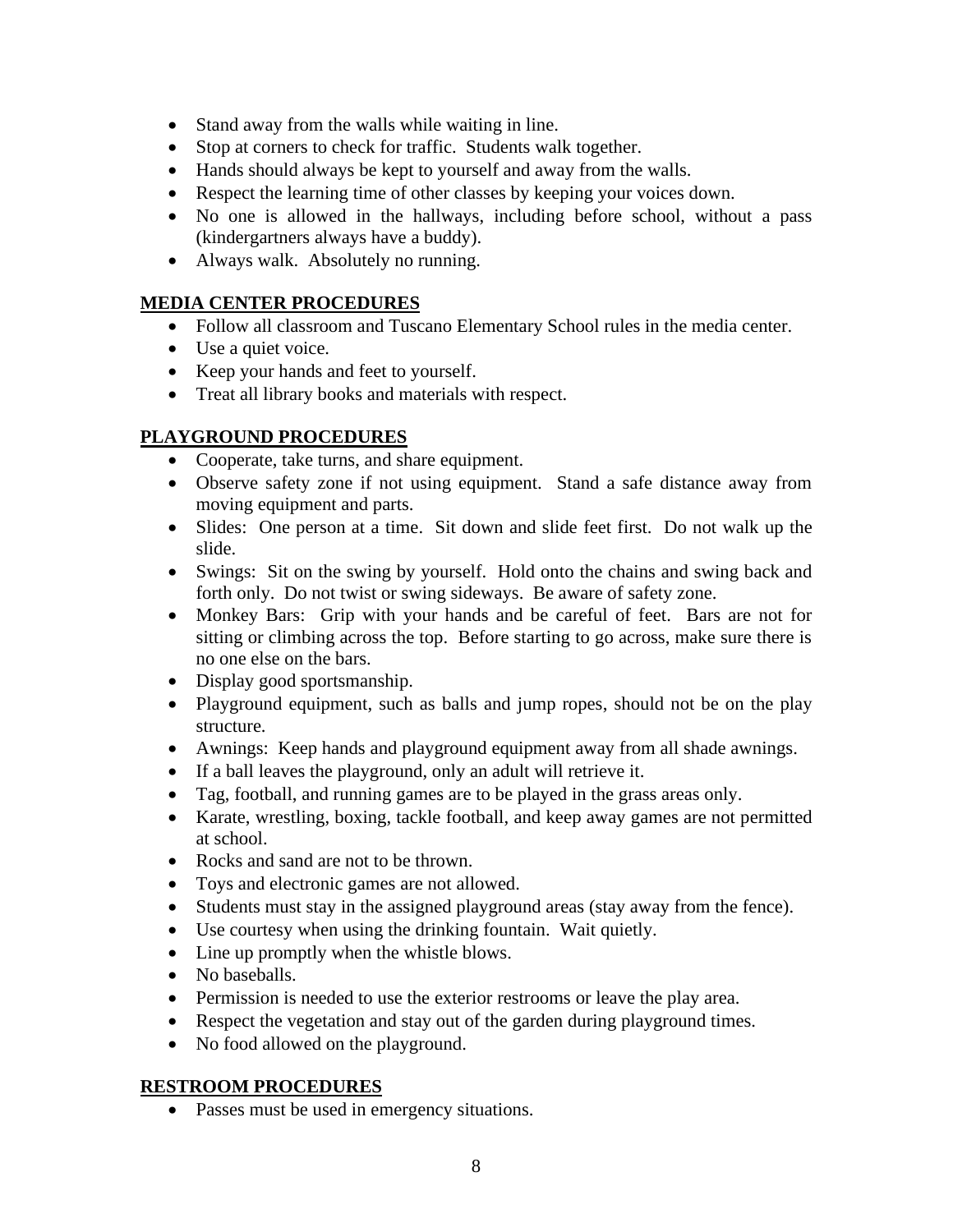- Stand away from the walls while waiting in line.
- Stop at corners to check for traffic. Students walk together.
- Hands should always be kept to yourself and away from the walls.
- Respect the learning time of other classes by keeping your voices down.
- No one is allowed in the hallways, including before school, without a pass (kindergartners always have a buddy).
- Always walk. Absolutely no running.

## MEDIA CENTER PROCEDURES

- Follow all classroom and Tuscano Elementary School rules in the media center.
- Use a quiet voice.
- Keep your hands and feet to yourself.
- Treat all library books and materials with respect.

## PLAYGROUND PROCEDURES

- Cooperate, take turns, and share equipment.
- Observe safety zone if not using equipment. Stand a safe distance away from moving equipment and parts.
- Slides: One person at a time. Sit down and slide feet first. Do not walk up the slide.
- Swings: Sit on the swing by yourself. Hold onto the chains and swing back and forth only. Do not twist or swing sideways. Be aware of safety zone.
- Monkey Bars: Grip with your hands and be careful of feet. Bars are not for sitting or climbing across the top. Before starting to go across, make sure there is no one else on the bars.
- Display good sportsmanship.
- Playground equipment, such as balls and jump ropes, should not be on the play structure.
- Awnings: Keep hands and playground equipment away from all shade awnings.
- If a ball leaves the playground, only an adult will retrieve it.
- Tag, football, and running games are to be played in the grass areas only.
- Karate, wrestling, boxing, tackle football, and keep away games are not permitted at school.
- Rocks and sand are not to be thrown.
- Toys and electronic games are not allowed.
- Students must stay in the assigned playground areas (stay away from the fence).
- Use courtesy when using the drinking fountain. Wait quietly.
- Line up promptly when the whistle blows.
- No baseballs.
- Permission is needed to use the exterior restrooms or leave the play area.
- Respect the vegetation and stay out of the garden during playground times.
- No food allowed on the playground.

## RESTROOM PROCEDURES

- Passes must be used in emergency situations.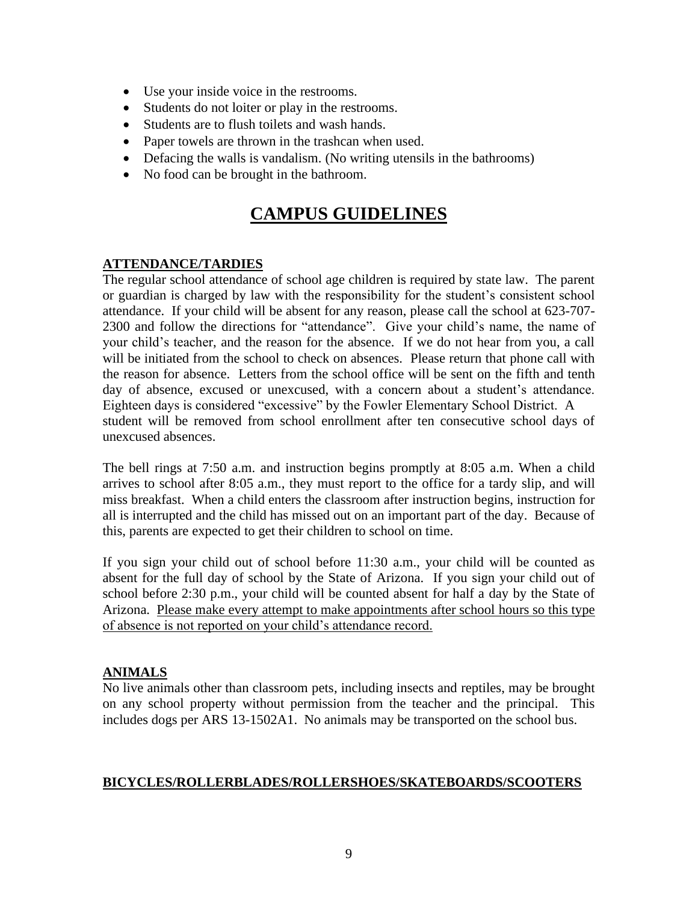- Use your inside voice in the restrooms.
- Students do not loiter or play in the restrooms.
- Students are to flush toilets and wash hands.
- Paper towels are thrown in the trashcan when used.
- Defacing the walls is vandalism. (No writing utensils in the bathrooms)
- No food can be brought in the bathroom.

# CAMPUS GUIDELINES

## ATTENDANCE/TARDIES

The regular school attendance of school age children is required by state law. The parent or guardian is charged by law with the responsibility for the student's consistent school attendance. If your child will be absent for any reason, please call the school at 623-707-2300 and follow the directions for "attendance". Give your child's name, the name of your child's teacher, and the reason for the absence. If we do not hear from you, a call will be initiated from the school to check on absences. Please return that phone call with the reason for absence. Letters from the school office will be sent on the fifth and tenth day of absence, excused or unexcused, with a concern about a student's attendance. Eighteen days is considered "excessive" by the Fowler Elementary School District. A student will be removed from school enrollment after ten consecutive school days of unexcused absences.

The bell rings at 7:50 a.m. and instruction begins promptly at 8:05 a.m. When a child arrives to school after 8:05 a.m., they must report to the office for a tardy slip, and will miss breakfast. When a child enters the classroom after instruction begins, instruction for all is interrupted and the child has missed out on an important part of the day. Because of this, parents are expected to get their children to school on time.

If you sign your child out of school before 11:30 a.m., your child will be counted as absent for the full day of school by the State of Arizona. If you sign your child out of school before 2:30 p.m., your child will be counted absent for half a day by the State of Arizona. Please make every attempt to make appointments after school hours so this type of absence is not reported on your child's attendance record.

## ANIMALS

No live animals other than classroom pets, including insects and reptiles, may be brought on any school property without permission from the teacher and the principal. This includes dogs per ARS 13-1502A1. No animals may be transported on the school bus.

## BICYCLES/ROLLERBLADES/ROLLERSHOES/SKATEBOARDS/SCOOTERS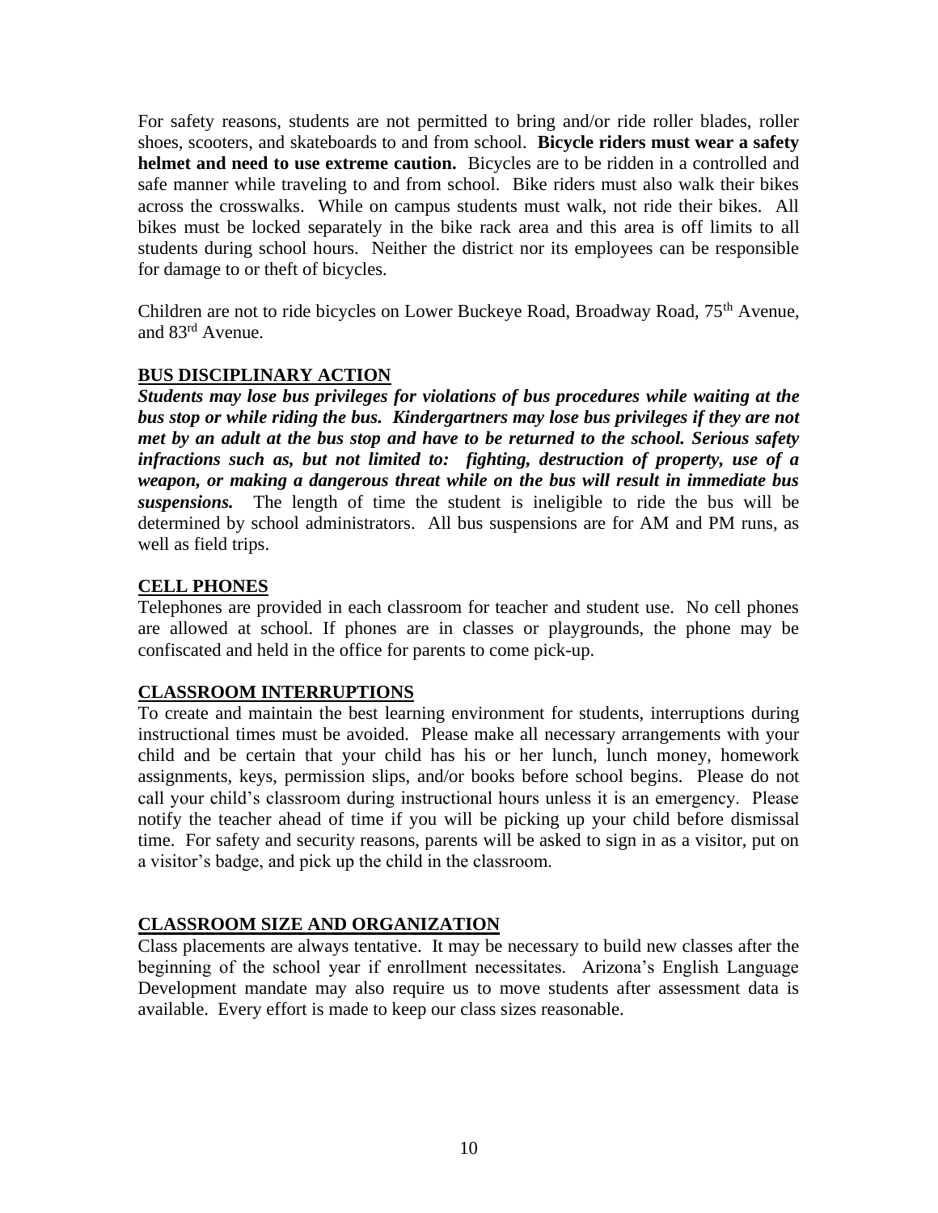For safety reasons, students are not permitted to bring and/or ride roller blades, roller shoes, scooters, and skateboards to and from school. **Bicycle riders must wear a safety helmet and need to use extreme caution.** Bicycles are to be ridden in a controlled and safe manner while traveling to and from school. Bike riders must also walk their bikes across the crosswalks. While on campus students must walk, not ride their bikes. All bikes must be locked separately in the bike rack area and this area is off limits to all students during school hours. Neither the district nor its employees can be responsible for damage to or theft of bicycles.

Children are not to ride bicycles on Lower Buckeye Road, Broadway Road, 75th Avenue, and 83rd Avenue.

## BUS DISCIPLINARY ACTION

***Students may lose bus privileges for violations of bus procedures while waiting at the bus stop or while riding the bus. Kindergartners may lose bus privileges if they are not met by an adult at the bus stop and have to be returned to the school. Serious safety infractions such as, but not limited to: fighting, destruction of property, use of a weapon, or making a dangerous threat while on the bus will result in immediate bus suspensions.*** The length of time the student is ineligible to ride the bus will be determined by school administrators. All bus suspensions are for AM and PM runs, as well as field trips.

## CELL PHONES

Telephones are provided in each classroom for teacher and student use. No cell phones are allowed at school. If phones are in classes or playgrounds, the phone may be confiscated and held in the office for parents to come pick-up.

## CLASSROOM INTERRUPTIONS

To create and maintain the best learning environment for students, interruptions during instructional times must be avoided. Please make all necessary arrangements with your child and be certain that your child has his or her lunch, lunch money, homework assignments, keys, permission slips, and/or books before school begins. Please do not call your child's classroom during instructional hours unless it is an emergency. Please notify the teacher ahead of time if you will be picking up your child before dismissal time. For safety and security reasons, parents will be asked to sign in as a visitor, put on a visitor's badge, and pick up the child in the classroom.

## CLASSROOM SIZE AND ORGANIZATION

Class placements are always tentative. It may be necessary to build new classes after the beginning of the school year if enrollment necessitates. Arizona's English Language Development mandate may also require us to move students after assessment data is available. Every effort is made to keep our class sizes reasonable.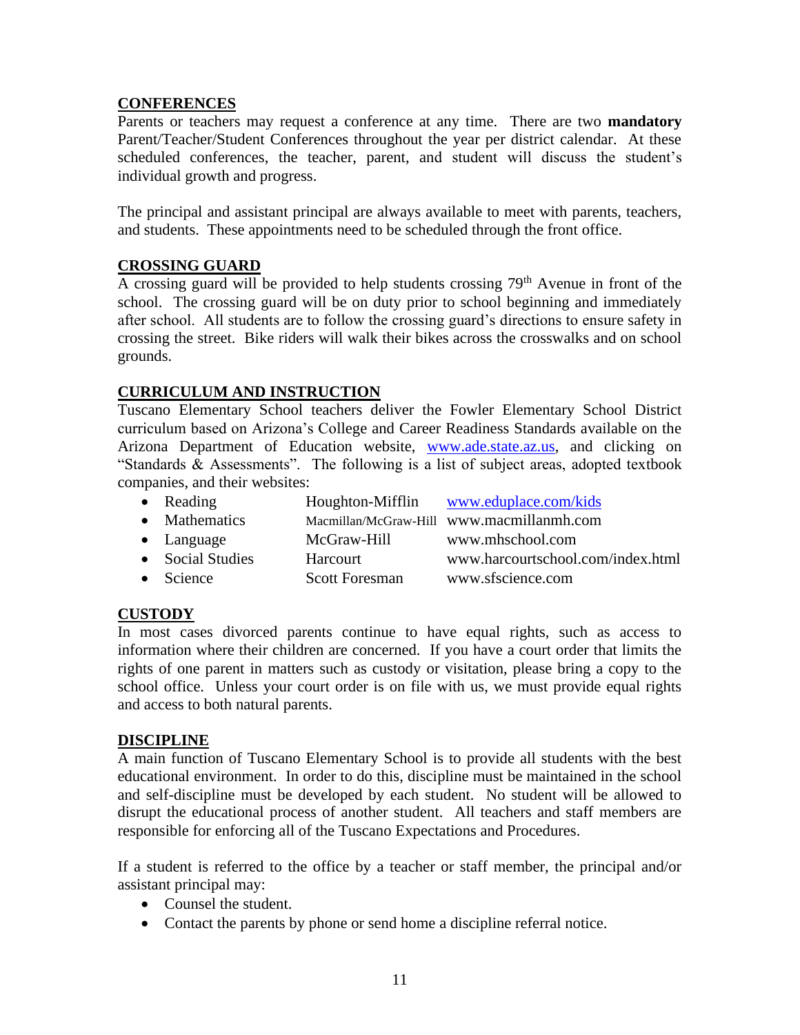## CONFERENCES

Parents or teachers may request a conference at any time. There are two **mandatory** Parent/Teacher/Student Conferences throughout the year per district calendar. At these scheduled conferences, the teacher, parent, and student will discuss the student's individual growth and progress.

The principal and assistant principal are always available to meet with parents, teachers, and students. These appointments need to be scheduled through the front office.

## CROSSING GUARD

A crossing guard will be provided to help students crossing 79th Avenue in front of the school. The crossing guard will be on duty prior to school beginning and immediately after school. All students are to follow the crossing guard's directions to ensure safety in crossing the street. Bike riders will walk their bikes across the crosswalks and on school grounds.

## CURRICULUM AND INSTRUCTION

Tuscano Elementary School teachers deliver the Fowler Elementary School District curriculum based on Arizona's College and Career Readiness Standards available on the Arizona Department of Education website, www.ade.state.az.us, and clicking on "Standards & Assessments". The following is a list of subject areas, adopted textbook companies, and their websites:

- Reading — Houghton-Mifflin — www.eduplace.com/kids
- Mathematics — Macmillan/McGraw-Hill — www.macmillanmh.com
- Language — McGraw-Hill — www.mhschool.com
- Social Studies — Harcourt — www.harcourtschool.com/index.html
- Science — Scott Foresman — www.sfscience.com

## CUSTODY

In most cases divorced parents continue to have equal rights, such as access to information where their children are concerned. If you have a court order that limits the rights of one parent in matters such as custody or visitation, please bring a copy to the school office. Unless your court order is on file with us, we must provide equal rights and access to both natural parents.

## DISCIPLINE

A main function of Tuscano Elementary School is to provide all students with the best educational environment. In order to do this, discipline must be maintained in the school and self-discipline must be developed by each student. No student will be allowed to disrupt the educational process of another student. All teachers and staff members are responsible for enforcing all of the Tuscano Expectations and Procedures.

If a student is referred to the office by a teacher or staff member, the principal and/or assistant principal may:

- Counsel the student.
- Contact the parents by phone or send home a discipline referral notice.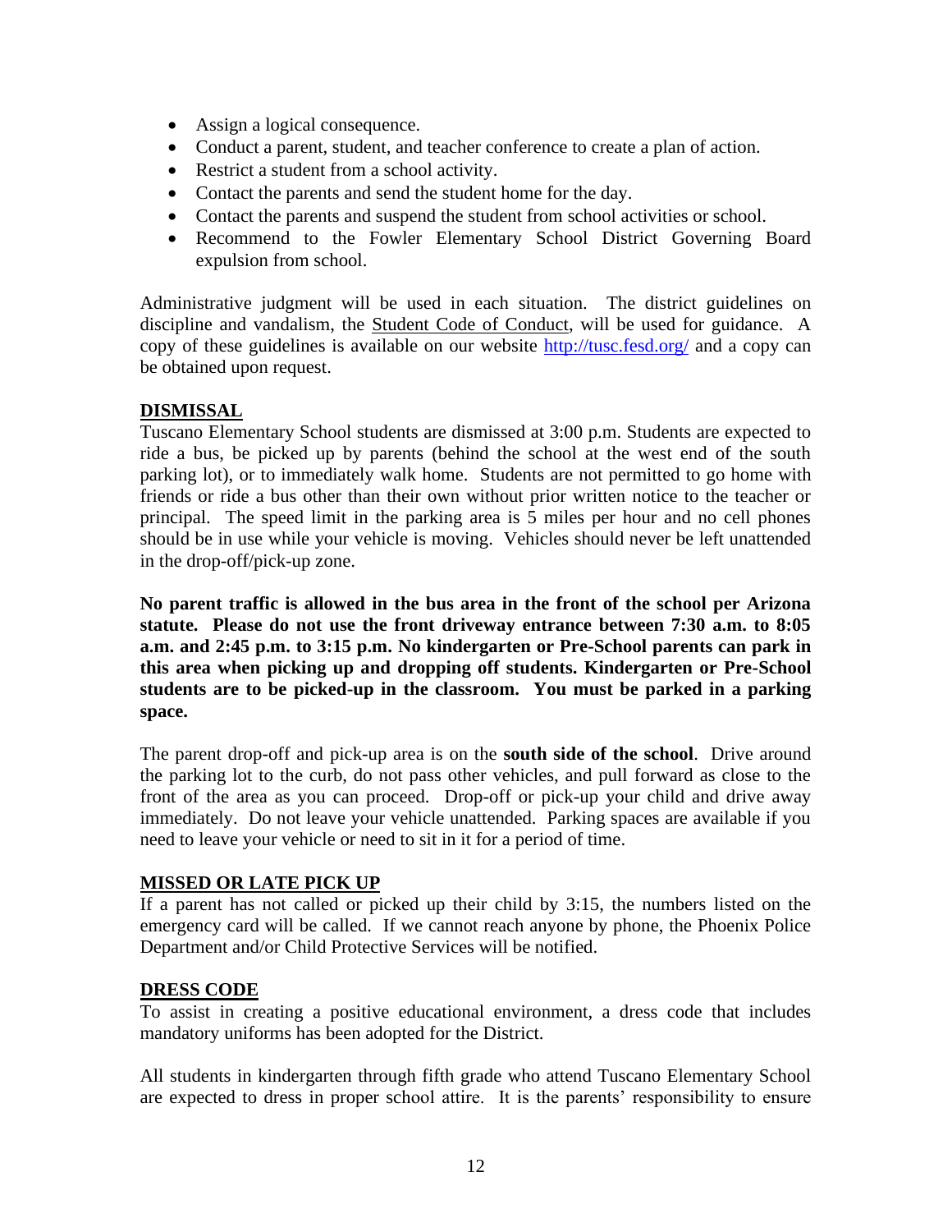- Assign a logical consequence.
- Conduct a parent, student, and teacher conference to create a plan of action.
- Restrict a student from a school activity.
- Contact the parents and send the student home for the day.
- Contact the parents and suspend the student from school activities or school.
- Recommend to the Fowler Elementary School District Governing Board expulsion from school.

Administrative judgment will be used in each situation. The district guidelines on discipline and vandalism, the Student Code of Conduct, will be used for guidance. A copy of these guidelines is available on our website http://tusc.fesd.org/ and a copy can be obtained upon request.

## DISMISSAL

Tuscano Elementary School students are dismissed at 3:00 p.m. Students are expected to ride a bus, be picked up by parents (behind the school at the west end of the south parking lot), or to immediately walk home. Students are not permitted to go home with friends or ride a bus other than their own without prior written notice to the teacher or principal. The speed limit in the parking area is 5 miles per hour and no cell phones should be in use while your vehicle is moving. Vehicles should never be left unattended in the drop-off/pick-up zone.

**No parent traffic is allowed in the bus area in the front of the school per Arizona statute. Please do not use the front driveway entrance between 7:30 a.m. to 8:05 a.m. and 2:45 p.m. to 3:15 p.m. No kindergarten or Pre-School parents can park in this area when picking up and dropping off students. Kindergarten or Pre-School students are to be picked-up in the classroom. You must be parked in a parking space.**

The parent drop-off and pick-up area is on the **south side of the school**. Drive around the parking lot to the curb, do not pass other vehicles, and pull forward as close to the front of the area as you can proceed. Drop-off or pick-up your child and drive away immediately. Do not leave your vehicle unattended. Parking spaces are available if you need to leave your vehicle or need to sit in it for a period of time.

## MISSED OR LATE PICK UP

If a parent has not called or picked up their child by 3:15, the numbers listed on the emergency card will be called. If we cannot reach anyone by phone, the Phoenix Police Department and/or Child Protective Services will be notified.

## DRESS CODE

To assist in creating a positive educational environment, a dress code that includes mandatory uniforms has been adopted for the District.

All students in kindergarten through fifth grade who attend Tuscano Elementary School are expected to dress in proper school attire. It is the parents' responsibility to ensure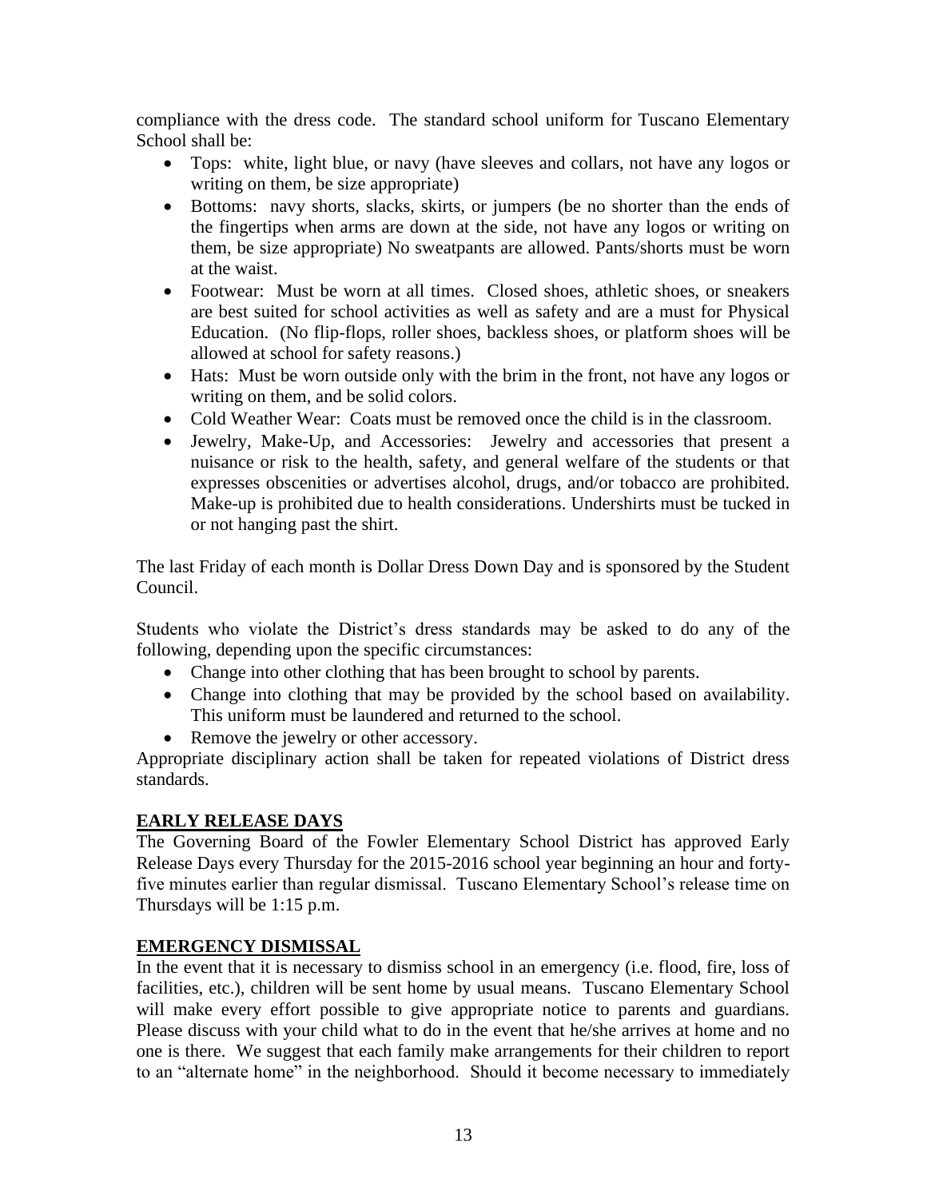compliance with the dress code. The standard school uniform for Tuscano Elementary School shall be:

- Tops: white, light blue, or navy (have sleeves and collars, not have any logos or writing on them, be size appropriate)
- Bottoms: navy shorts, slacks, skirts, or jumpers (be no shorter than the ends of the fingertips when arms are down at the side, not have any logos or writing on them, be size appropriate) No sweatpants are allowed. Pants/shorts must be worn at the waist.
- Footwear: Must be worn at all times. Closed shoes, athletic shoes, or sneakers are best suited for school activities as well as safety and are a must for Physical Education. (No flip-flops, roller shoes, backless shoes, or platform shoes will be allowed at school for safety reasons.)
- Hats: Must be worn outside only with the brim in the front, not have any logos or writing on them, and be solid colors.
- Cold Weather Wear: Coats must be removed once the child is in the classroom.
- Jewelry, Make-Up, and Accessories: Jewelry and accessories that present a nuisance or risk to the health, safety, and general welfare of the students or that expresses obscenities or advertises alcohol, drugs, and/or tobacco are prohibited. Make-up is prohibited due to health considerations. Undershirts must be tucked in or not hanging past the shirt.

The last Friday of each month is Dollar Dress Down Day and is sponsored by the Student Council.

Students who violate the District's dress standards may be asked to do any of the following, depending upon the specific circumstances:

- Change into other clothing that has been brought to school by parents.
- Change into clothing that may be provided by the school based on availability. This uniform must be laundered and returned to the school.
- Remove the jewelry or other accessory.

Appropriate disciplinary action shall be taken for repeated violations of District dress standards.

## EARLY RELEASE DAYS

The Governing Board of the Fowler Elementary School District has approved Early Release Days every Thursday for the 2015-2016 school year beginning an hour and forty-five minutes earlier than regular dismissal. Tuscano Elementary School's release time on Thursdays will be 1:15 p.m.

## EMERGENCY DISMISSAL

In the event that it is necessary to dismiss school in an emergency (i.e. flood, fire, loss of facilities, etc.), children will be sent home by usual means. Tuscano Elementary School will make every effort possible to give appropriate notice to parents and guardians. Please discuss with your child what to do in the event that he/she arrives at home and no one is there. We suggest that each family make arrangements for their children to report to an "alternate home" in the neighborhood. Should it become necessary to immediately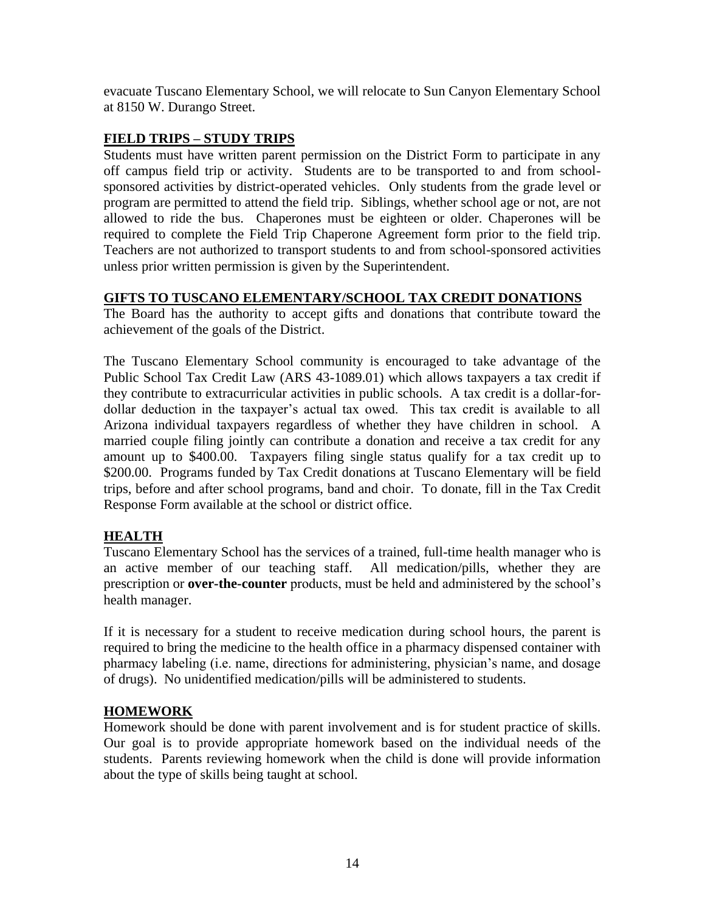evacuate Tuscano Elementary School, we will relocate to Sun Canyon Elementary School at 8150 W. Durango Street.

## FIELD TRIPS – STUDY TRIPS

Students must have written parent permission on the District Form to participate in any off campus field trip or activity. Students are to be transported to and from school-sponsored activities by district-operated vehicles. Only students from the grade level or program are permitted to attend the field trip. Siblings, whether school age or not, are not allowed to ride the bus. Chaperones must be eighteen or older. Chaperones will be required to complete the Field Trip Chaperone Agreement form prior to the field trip. Teachers are not authorized to transport students to and from school-sponsored activities unless prior written permission is given by the Superintendent.

## GIFTS TO TUSCANO ELEMENTARY/SCHOOL TAX CREDIT DONATIONS

The Board has the authority to accept gifts and donations that contribute toward the achievement of the goals of the District.

The Tuscano Elementary School community is encouraged to take advantage of the Public School Tax Credit Law (ARS 43-1089.01) which allows taxpayers a tax credit if they contribute to extracurricular activities in public schools. A tax credit is a dollar-for-dollar deduction in the taxpayer's actual tax owed. This tax credit is available to all Arizona individual taxpayers regardless of whether they have children in school. A married couple filing jointly can contribute a donation and receive a tax credit for any amount up to $400.00. Taxpayers filing single status qualify for a tax credit up to $200.00. Programs funded by Tax Credit donations at Tuscano Elementary will be field trips, before and after school programs, band and choir. To donate, fill in the Tax Credit Response Form available at the school or district office.

## HEALTH

Tuscano Elementary School has the services of a trained, full-time health manager who is an active member of our teaching staff. All medication/pills, whether they are prescription or **over-the-counter** products, must be held and administered by the school's health manager.

If it is necessary for a student to receive medication during school hours, the parent is required to bring the medicine to the health office in a pharmacy dispensed container with pharmacy labeling (i.e. name, directions for administering, physician's name, and dosage of drugs). No unidentified medication/pills will be administered to students.

## HOMEWORK

Homework should be done with parent involvement and is for student practice of skills. Our goal is to provide appropriate homework based on the individual needs of the students. Parents reviewing homework when the child is done will provide information about the type of skills being taught at school.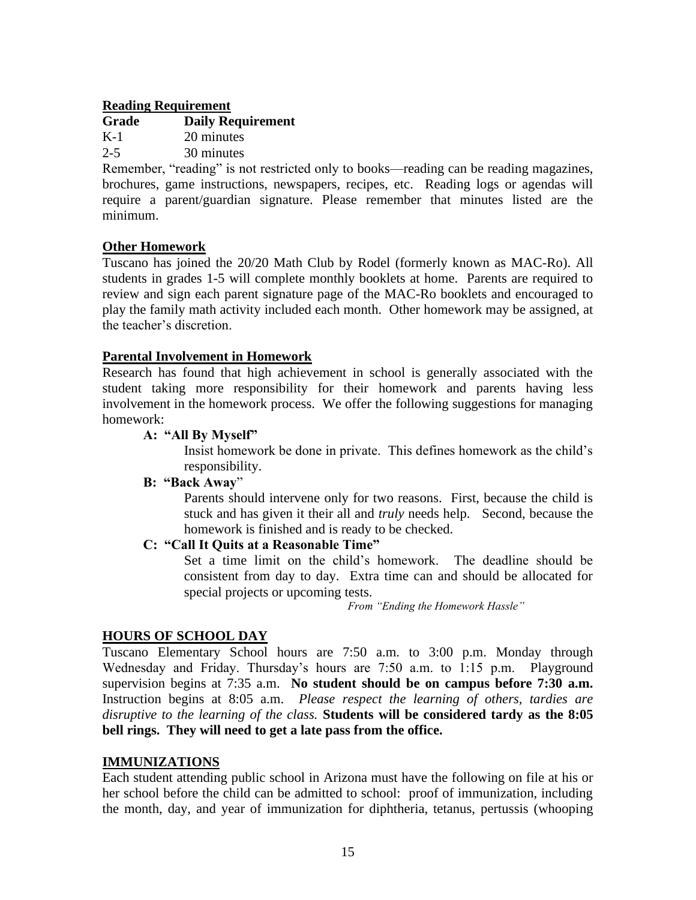**Reading Requirement**

| Grade | Daily Requirement |
|---|---|
| K-1 | 20 minutes |
| 2-5 | 30 minutes |

Remember, "reading" is not restricted only to books—reading can be reading magazines, brochures, game instructions, newspapers, recipes, etc. Reading logs or agendas will require a parent/guardian signature. Please remember that minutes listed are the minimum.

**Other Homework**

Tuscano has joined the 20/20 Math Club by Rodel (formerly known as MAC-Ro). All students in grades 1-5 will complete monthly booklets at home. Parents are required to review and sign each parent signature page of the MAC-Ro booklets and encouraged to play the family math activity included each month. Other homework may be assigned, at the teacher's discretion.

**Parental Involvement in Homework**

Research has found that high achievement in school is generally associated with the student taking more responsibility for their homework and parents having less involvement in the homework process. We offer the following suggestions for managing homework:

**A: "All By Myself"**

Insist homework be done in private. This defines homework as the child's responsibility.

**B: "Back Away"**

Parents should intervene only for two reasons. First, because the child is stuck and has given it their all and *truly* needs help. Second, because the homework is finished and is ready to be checked.

**C: "Call It Quits at a Reasonable Time"**

Set a time limit on the child's homework. The deadline should be consistent from day to day. Extra time can and should be allocated for special projects or upcoming tests.

*From "Ending the Homework Hassle"*

## HOURS OF SCHOOL DAY

Tuscano Elementary School hours are 7:50 a.m. to 3:00 p.m. Monday through Wednesday and Friday. Thursday's hours are 7:50 a.m. to 1:15 p.m. Playground supervision begins at 7:35 a.m. **No student should be on campus before 7:30 a.m.** Instruction begins at 8:05 a.m. *Please respect the learning of others, tardies are disruptive to the learning of the class.* **Students will be considered tardy as the 8:05 bell rings. They will need to get a late pass from the office.**

## IMMUNIZATIONS

Each student attending public school in Arizona must have the following on file at his or her school before the child can be admitted to school: proof of immunization, including the month, day, and year of immunization for diphtheria, tetanus, pertussis (whooping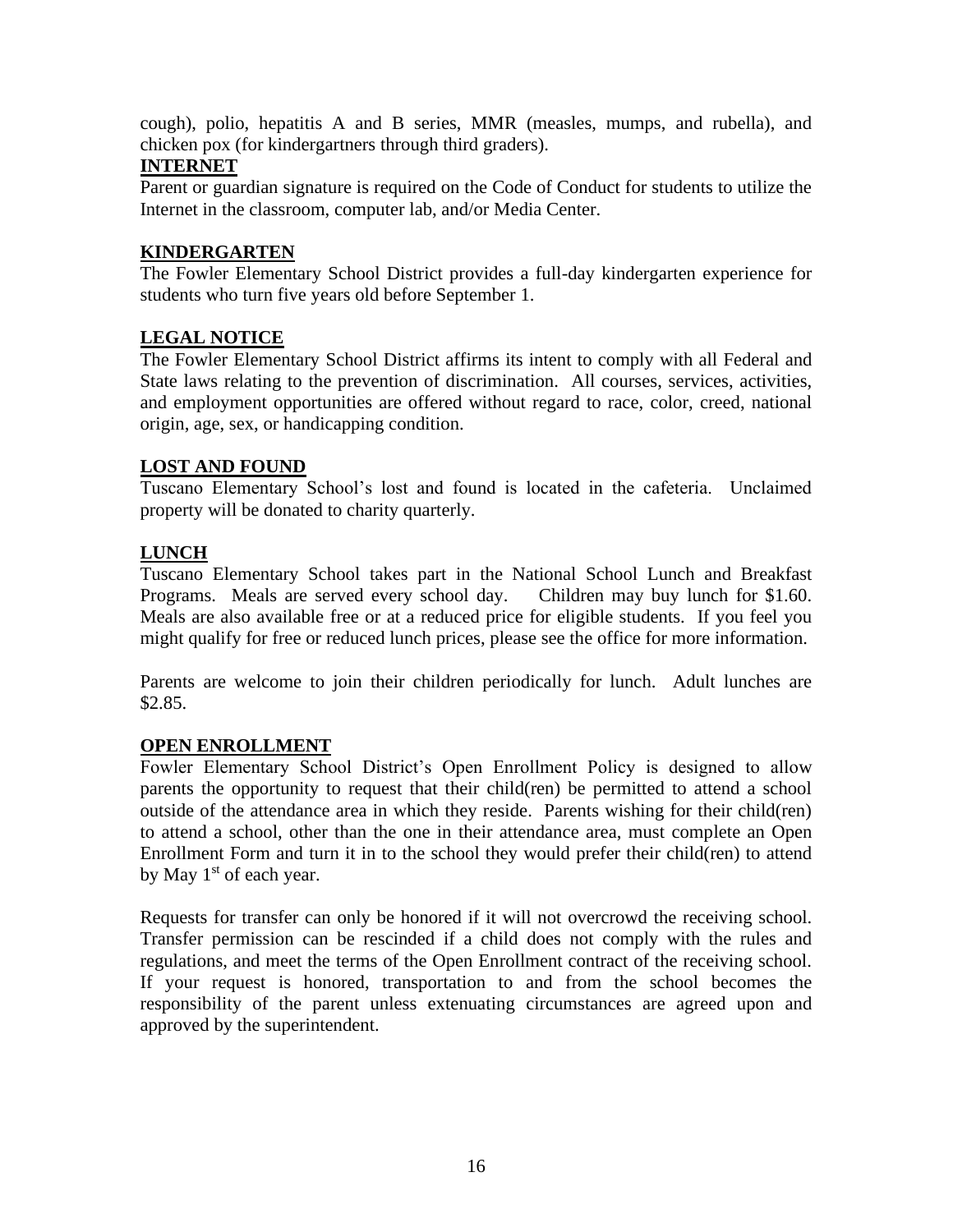cough), polio, hepatitis A and B series, MMR (measles, mumps, and rubella), and chicken pox (for kindergartners through third graders).

**INTERNET**

Parent or guardian signature is required on the Code of Conduct for students to utilize the Internet in the classroom, computer lab, and/or Media Center.

**KINDERGARTEN**

The Fowler Elementary School District provides a full-day kindergarten experience for students who turn five years old before September 1.

**LEGAL NOTICE**

The Fowler Elementary School District affirms its intent to comply with all Federal and State laws relating to the prevention of discrimination. All courses, services, activities, and employment opportunities are offered without regard to race, color, creed, national origin, age, sex, or handicapping condition.

**LOST AND FOUND**

Tuscano Elementary School's lost and found is located in the cafeteria. Unclaimed property will be donated to charity quarterly.

**LUNCH**

Tuscano Elementary School takes part in the National School Lunch and Breakfast Programs. Meals are served every school day. Children may buy lunch for $1.60. Meals are also available free or at a reduced price for eligible students. If you feel you might qualify for free or reduced lunch prices, please see the office for more information.

Parents are welcome to join their children periodically for lunch. Adult lunches are $2.85.

**OPEN ENROLLMENT**

Fowler Elementary School District's Open Enrollment Policy is designed to allow parents the opportunity to request that their child(ren) be permitted to attend a school outside of the attendance area in which they reside. Parents wishing for their child(ren) to attend a school, other than the one in their attendance area, must complete an Open Enrollment Form and turn it in to the school they would prefer their child(ren) to attend by May 1st of each year.

Requests for transfer can only be honored if it will not overcrowd the receiving school. Transfer permission can be rescinded if a child does not comply with the rules and regulations, and meet the terms of the Open Enrollment contract of the receiving school. If your request is honored, transportation to and from the school becomes the responsibility of the parent unless extenuating circumstances are agreed upon and approved by the superintendent.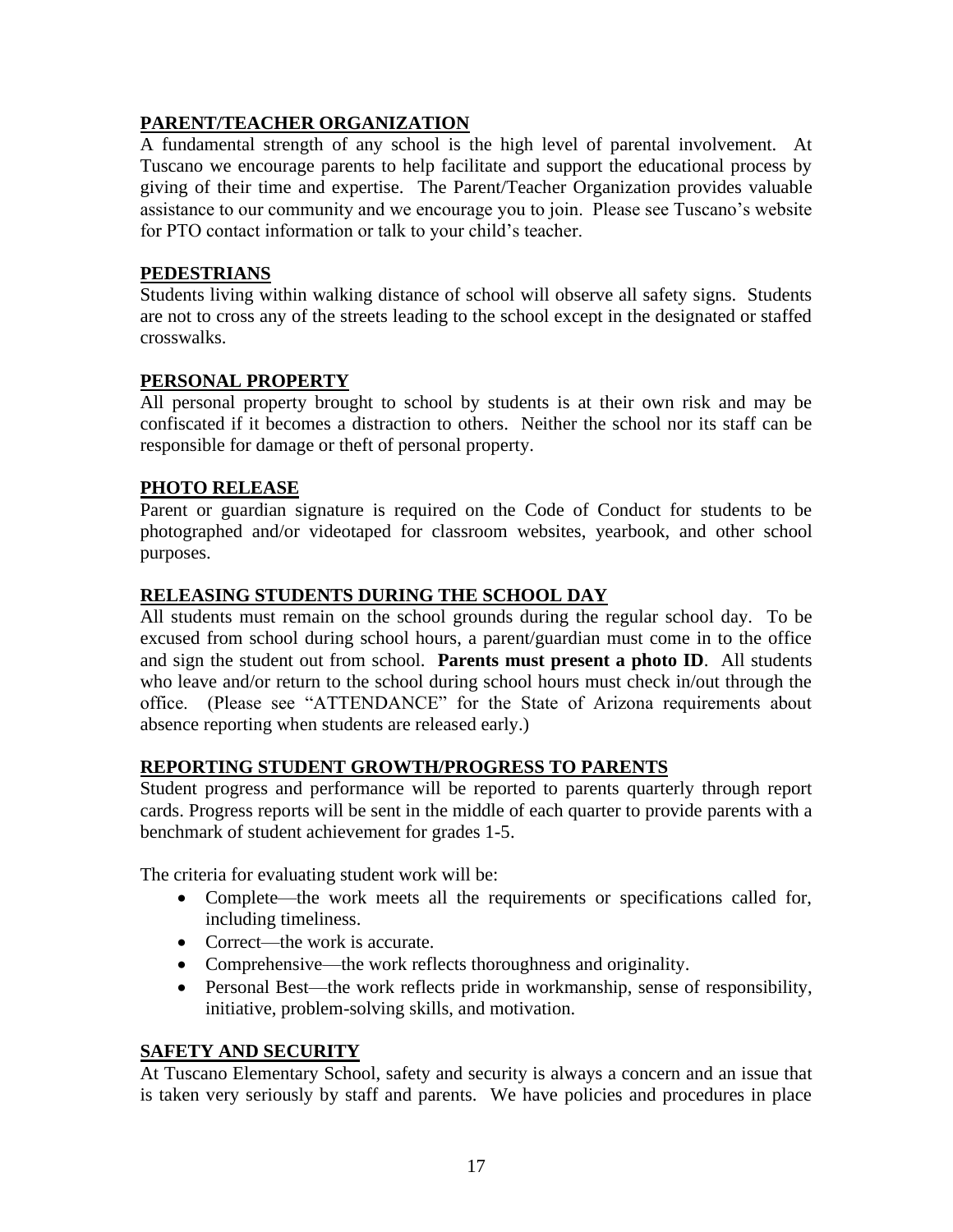## PARENT/TEACHER ORGANIZATION

A fundamental strength of any school is the high level of parental involvement. At Tuscano we encourage parents to help facilitate and support the educational process by giving of their time and expertise. The Parent/Teacher Organization provides valuable assistance to our community and we encourage you to join. Please see Tuscano's website for PTO contact information or talk to your child's teacher.

## PEDESTRIANS

Students living within walking distance of school will observe all safety signs. Students are not to cross any of the streets leading to the school except in the designated or staffed crosswalks.

## PERSONAL PROPERTY

All personal property brought to school by students is at their own risk and may be confiscated if it becomes a distraction to others. Neither the school nor its staff can be responsible for damage or theft of personal property.

## PHOTO RELEASE

Parent or guardian signature is required on the Code of Conduct for students to be photographed and/or videotaped for classroom websites, yearbook, and other school purposes.

## RELEASING STUDENTS DURING THE SCHOOL DAY

All students must remain on the school grounds during the regular school day. To be excused from school during school hours, a parent/guardian must come in to the office and sign the student out from school. **Parents must present a photo ID**. All students who leave and/or return to the school during school hours must check in/out through the office. (Please see "ATTENDANCE" for the State of Arizona requirements about absence reporting when students are released early.)

## REPORTING STUDENT GROWTH/PROGRESS TO PARENTS

Student progress and performance will be reported to parents quarterly through report cards. Progress reports will be sent in the middle of each quarter to provide parents with a benchmark of student achievement for grades 1-5.

The criteria for evaluating student work will be:

- Complete—the work meets all the requirements or specifications called for, including timeliness.
- Correct—the work is accurate.
- Comprehensive—the work reflects thoroughness and originality.
- Personal Best—the work reflects pride in workmanship, sense of responsibility, initiative, problem-solving skills, and motivation.

## SAFETY AND SECURITY

At Tuscano Elementary School, safety and security is always a concern and an issue that is taken very seriously by staff and parents. We have policies and procedures in place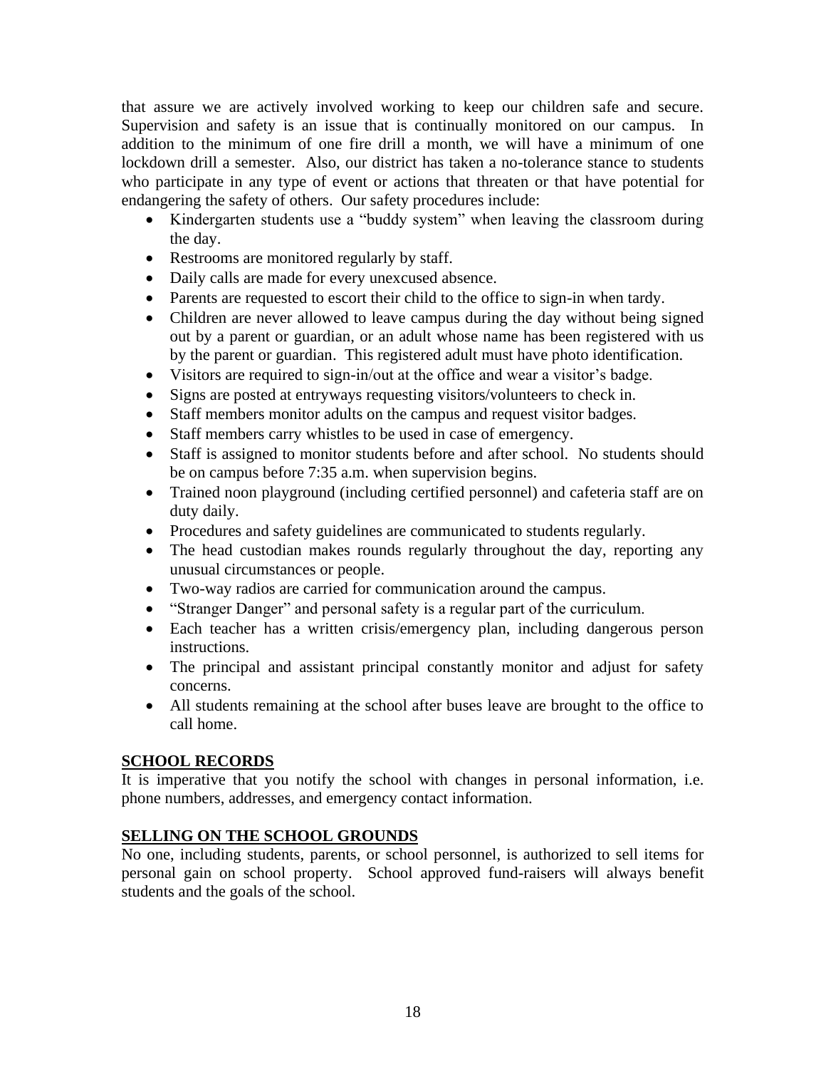that assure we are actively involved working to keep our children safe and secure. Supervision and safety is an issue that is continually monitored on our campus. In addition to the minimum of one fire drill a month, we will have a minimum of one lockdown drill a semester. Also, our district has taken a no-tolerance stance to students who participate in any type of event or actions that threaten or that have potential for endangering the safety of others. Our safety procedures include:

- Kindergarten students use a "buddy system" when leaving the classroom during the day.
- Restrooms are monitored regularly by staff.
- Daily calls are made for every unexcused absence.
- Parents are requested to escort their child to the office to sign-in when tardy.
- Children are never allowed to leave campus during the day without being signed out by a parent or guardian, or an adult whose name has been registered with us by the parent or guardian. This registered adult must have photo identification.
- Visitors are required to sign-in/out at the office and wear a visitor's badge.
- Signs are posted at entryways requesting visitors/volunteers to check in.
- Staff members monitor adults on the campus and request visitor badges.
- Staff members carry whistles to be used in case of emergency.
- Staff is assigned to monitor students before and after school. No students should be on campus before 7:35 a.m. when supervision begins.
- Trained noon playground (including certified personnel) and cafeteria staff are on duty daily.
- Procedures and safety guidelines are communicated to students regularly.
- The head custodian makes rounds regularly throughout the day, reporting any unusual circumstances or people.
- Two-way radios are carried for communication around the campus.
- "Stranger Danger" and personal safety is a regular part of the curriculum.
- Each teacher has a written crisis/emergency plan, including dangerous person instructions.
- The principal and assistant principal constantly monitor and adjust for safety concerns.
- All students remaining at the school after buses leave are brought to the office to call home.

## SCHOOL RECORDS

It is imperative that you notify the school with changes in personal information, i.e. phone numbers, addresses, and emergency contact information.

## SELLING ON THE SCHOOL GROUNDS

No one, including students, parents, or school personnel, is authorized to sell items for personal gain on school property. School approved fund-raisers will always benefit students and the goals of the school.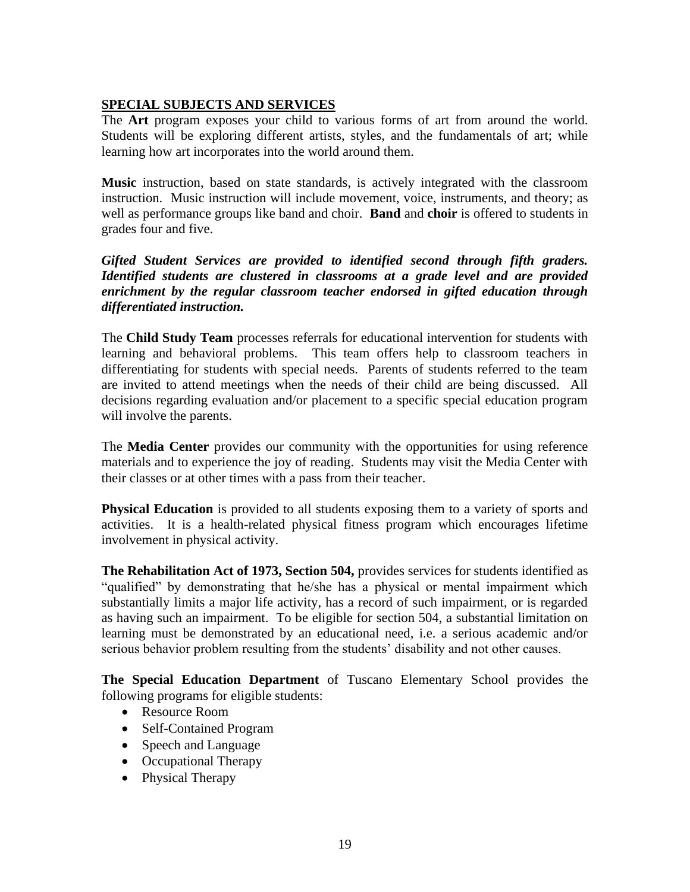## SPECIAL SUBJECTS AND SERVICES

The **Art** program exposes your child to various forms of art from around the world. Students will be exploring different artists, styles, and the fundamentals of art; while learning how art incorporates into the world around them.

**Music** instruction, based on state standards, is actively integrated with the classroom instruction. Music instruction will include movement, voice, instruments, and theory; as well as performance groups like band and choir. **Band** and **choir** is offered to students in grades four and five.

***Gifted Student Services are provided to identified second through fifth graders. Identified students are clustered in classrooms at a grade level and are provided enrichment by the regular classroom teacher endorsed in gifted education through differentiated instruction.***

The **Child Study Team** processes referrals for educational intervention for students with learning and behavioral problems. This team offers help to classroom teachers in differentiating for students with special needs. Parents of students referred to the team are invited to attend meetings when the needs of their child are being discussed. All decisions regarding evaluation and/or placement to a specific special education program will involve the parents.

The **Media Center** provides our community with the opportunities for using reference materials and to experience the joy of reading. Students may visit the Media Center with their classes or at other times with a pass from their teacher.

**Physical Education** is provided to all students exposing them to a variety of sports and activities. It is a health-related physical fitness program which encourages lifetime involvement in physical activity.

**The Rehabilitation Act of 1973, Section 504,** provides services for students identified as "qualified" by demonstrating that he/she has a physical or mental impairment which substantially limits a major life activity, has a record of such impairment, or is regarded as having such an impairment. To be eligible for section 504, a substantial limitation on learning must be demonstrated by an educational need, i.e. a serious academic and/or serious behavior problem resulting from the students' disability and not other causes.

**The Special Education Department** of Tuscano Elementary School provides the following programs for eligible students:

- Resource Room
- Self-Contained Program
- Speech and Language
- Occupational Therapy
- Physical Therapy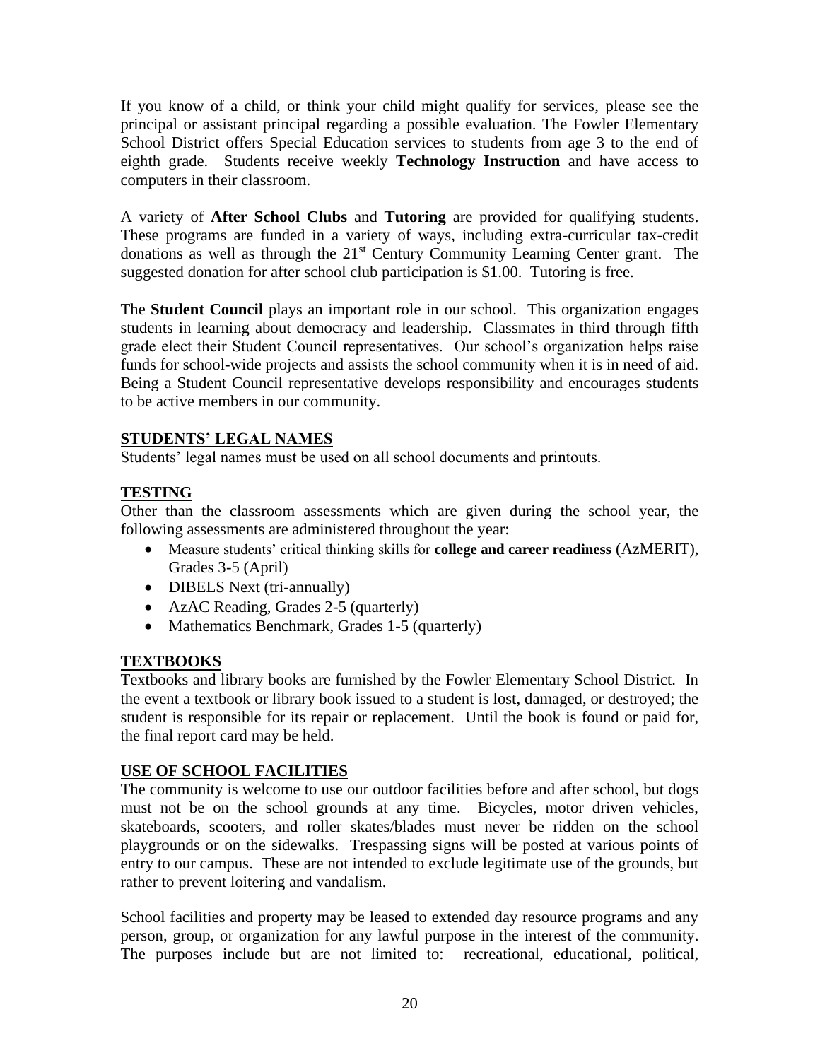If you know of a child, or think your child might qualify for services, please see the principal or assistant principal regarding a possible evaluation. The Fowler Elementary School District offers Special Education services to students from age 3 to the end of eighth grade. Students receive weekly **Technology Instruction** and have access to computers in their classroom.

A variety of **After School Clubs** and **Tutoring** are provided for qualifying students. These programs are funded in a variety of ways, including extra-curricular tax-credit donations as well as through the 21st Century Community Learning Center grant. The suggested donation for after school club participation is $1.00. Tutoring is free.

The **Student Council** plays an important role in our school. This organization engages students in learning about democracy and leadership. Classmates in third through fifth grade elect their Student Council representatives. Our school's organization helps raise funds for school-wide projects and assists the school community when it is in need of aid. Being a Student Council representative develops responsibility and encourages students to be active members in our community.

## STUDENTS' LEGAL NAMES

Students' legal names must be used on all school documents and printouts.

## TESTING

Other than the classroom assessments which are given during the school year, the following assessments are administered throughout the year:

- Measure students' critical thinking skills for **college and career readiness** (AzMERIT), Grades 3-5 (April)
- DIBELS Next (tri-annually)
- AzAC Reading, Grades 2-5 (quarterly)
- Mathematics Benchmark, Grades 1-5 (quarterly)

## TEXTBOOKS

Textbooks and library books are furnished by the Fowler Elementary School District. In the event a textbook or library book issued to a student is lost, damaged, or destroyed; the student is responsible for its repair or replacement. Until the book is found or paid for, the final report card may be held.

## USE OF SCHOOL FACILITIES

The community is welcome to use our outdoor facilities before and after school, but dogs must not be on the school grounds at any time. Bicycles, motor driven vehicles, skateboards, scooters, and roller skates/blades must never be ridden on the school playgrounds or on the sidewalks. Trespassing signs will be posted at various points of entry to our campus. These are not intended to exclude legitimate use of the grounds, but rather to prevent loitering and vandalism.

School facilities and property may be leased to extended day resource programs and any person, group, or organization for any lawful purpose in the interest of the community. The purposes include but are not limited to: recreational, educational, political,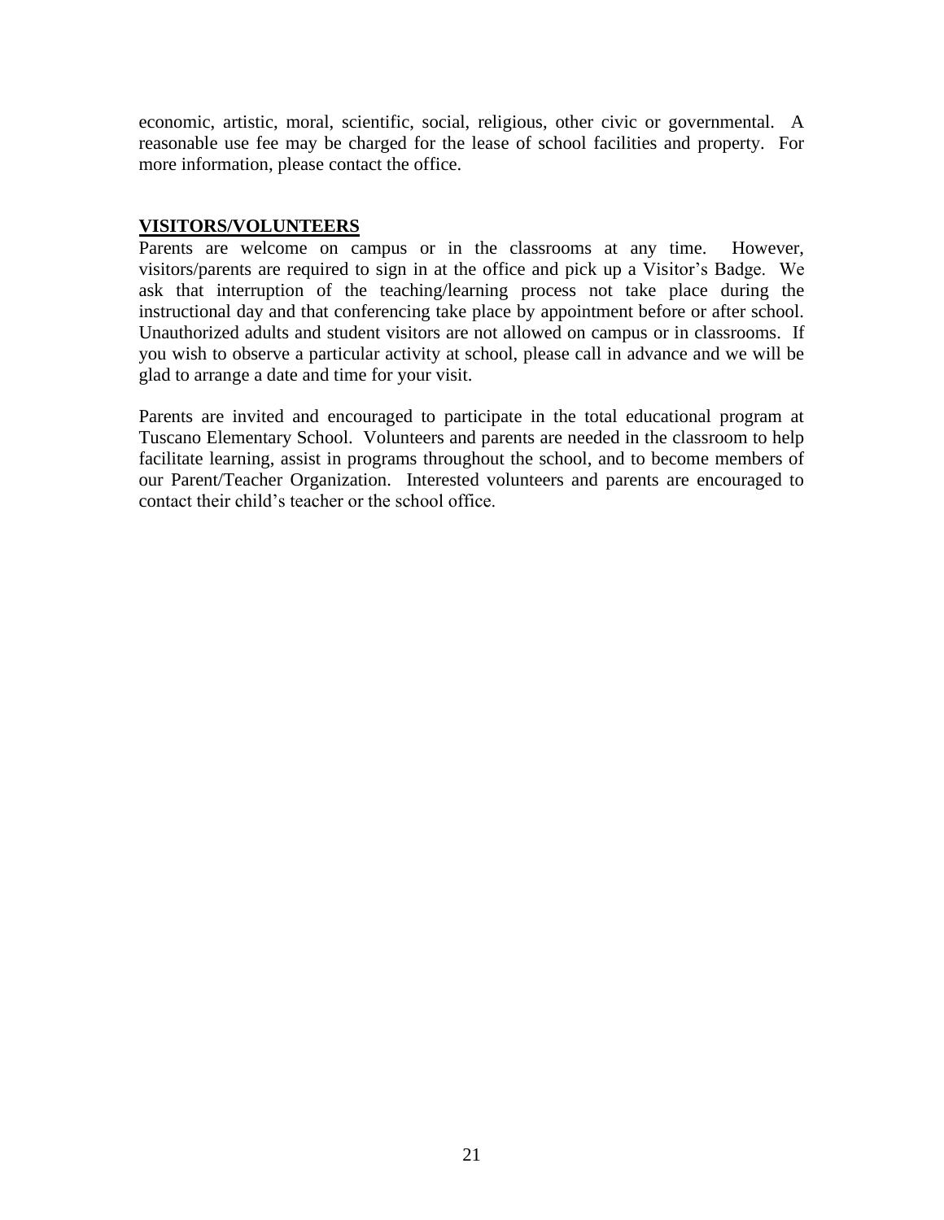economic, artistic, moral, scientific, social, religious, other civic or governmental. A reasonable use fee may be charged for the lease of school facilities and property. For more information, please contact the office.

## VISITORS/VOLUNTEERS

Parents are welcome on campus or in the classrooms at any time. However, visitors/parents are required to sign in at the office and pick up a Visitor's Badge. We ask that interruption of the teaching/learning process not take place during the instructional day and that conferencing take place by appointment before or after school. Unauthorized adults and student visitors are not allowed on campus or in classrooms. If you wish to observe a particular activity at school, please call in advance and we will be glad to arrange a date and time for your visit.

Parents are invited and encouraged to participate in the total educational program at Tuscano Elementary School. Volunteers and parents are needed in the classroom to help facilitate learning, assist in programs throughout the school, and to become members of our Parent/Teacher Organization. Interested volunteers and parents are encouraged to contact their child's teacher or the school office.